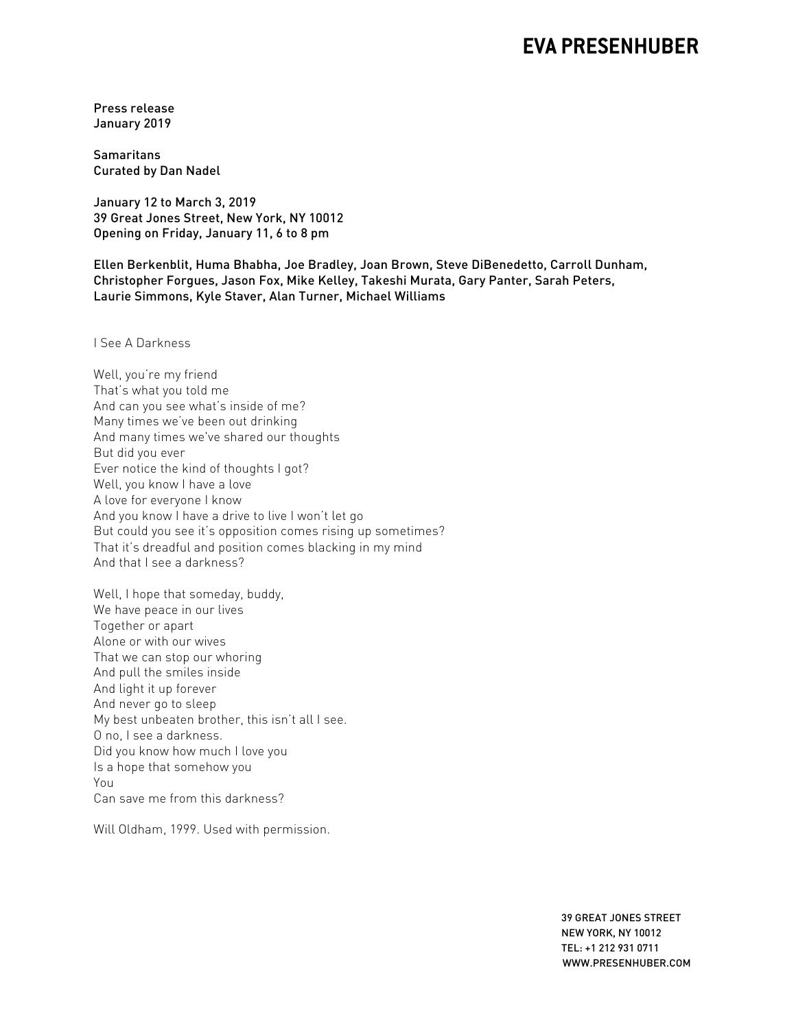# EVA PRESENHUBER

Press release
January 2019

Samaritans
Curated by Dan Nadel

January 12 to March 3, 2019
39 Great Jones Street, New York, NY 10012
Opening on Friday, January 11, 6 to 8 pm

Ellen Berkenblit, Huma Bhabha, Joe Bradley, Joan Brown, Steve DiBenedetto, Carroll Dunham, Christopher Forgues, Jason Fox, Mike Kelley, Takeshi Murata, Gary Panter, Sarah Peters, Laurie Simmons, Kyle Staver, Alan Turner, Michael Williams

I See A Darkness

Well, you're my friend
That's what you told me
And can you see what's inside of me?
Many times we've been out drinking
And many times we've shared our thoughts
But did you ever
Ever notice the kind of thoughts I got?
Well, you know I have a love
A love for everyone I know
And you know I have a drive to live I won't let go
But could you see it's opposition comes rising up sometimes?
That it's dreadful and position comes blacking in my mind
And that I see a darkness?

Well, I hope that someday, buddy,
We have peace in our lives
Together or apart
Alone or with our wives
That we can stop our whoring
And pull the smiles inside
And light it up forever
And never go to sleep
My best unbeaten brother, this isn't all I see.
O no, I see a darkness.
Did you know how much I love you
Is a hope that somehow you
You
Can save me from this darkness?

Will Oldham, 1999. Used with permission.

39 GREAT JONES STREET
NEW YORK, NY 10012
TEL: +1 212 931 0711
WWW.PRESENHUBER.COM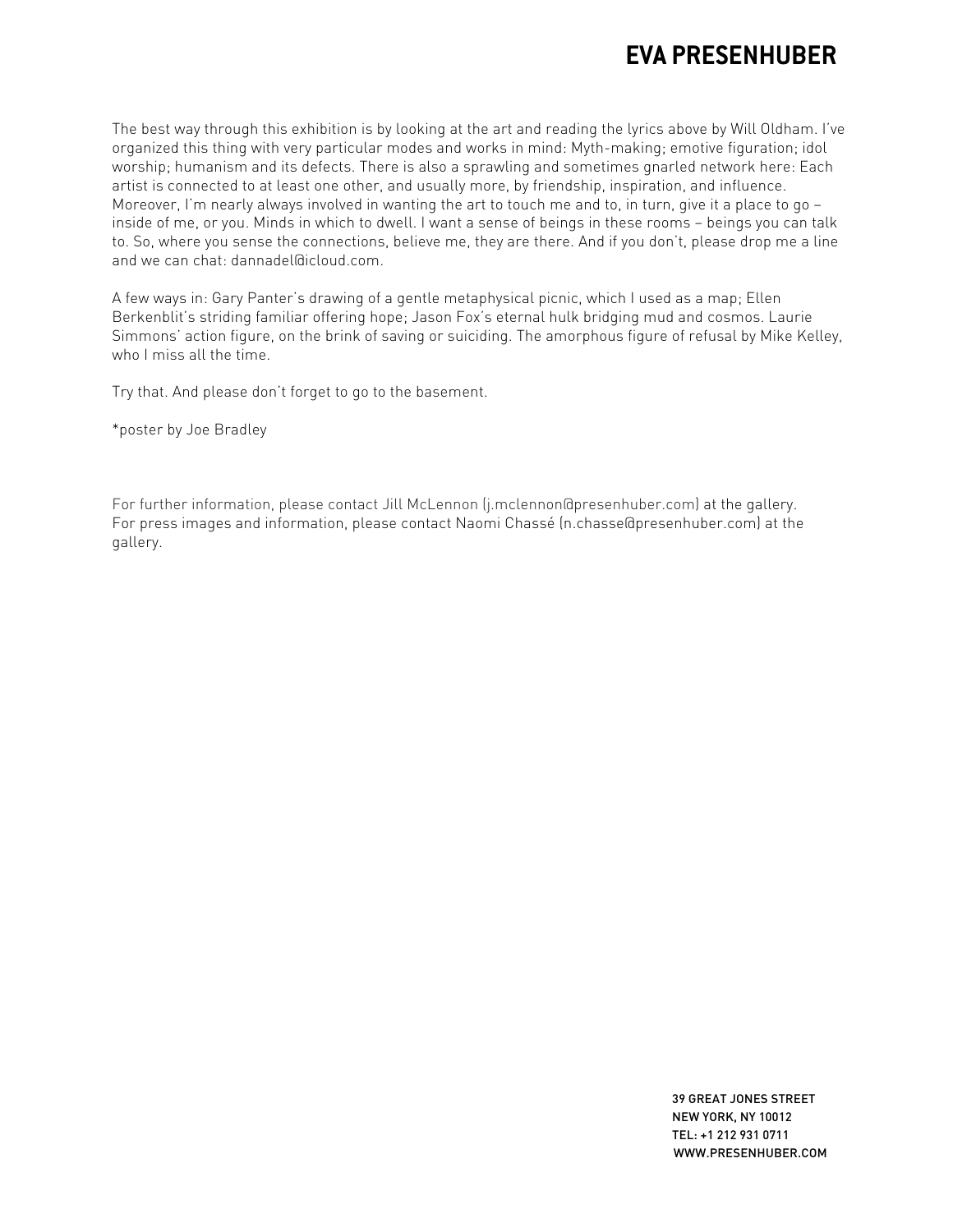The best way through this exhibition is by looking at the art and reading the lyrics above by Will Oldham. I've organized this thing with very particular modes and works in mind: Myth-making; emotive figuration; idol worship; humanism and its defects. There is also a sprawling and sometimes gnarled network here: Each artist is connected to at least one other, and usually more, by friendship, inspiration, and influence. Moreover, I'm nearly always involved in wanting the art to touch me and to, in turn, give it a place to go – inside of me, or you. Minds in which to dwell. I want a sense of beings in these rooms – beings you can talk to. So, where you sense the connections, believe me, they are there. And if you don't, please drop me a line and we can chat: dannadel@icloud.com.

A few ways in: Gary Panter's drawing of a gentle metaphysical picnic, which I used as a map; Ellen Berkenblit's striding familiar offering hope; Jason Fox's eternal hulk bridging mud and cosmos. Laurie Simmons' action figure, on the brink of saving or suiciding. The amorphous figure of refusal by Mike Kelley, who I miss all the time.

Try that. And please don't forget to go to the basement.

*poster by Joe Bradley

For further information, please contact Jill McLennon (j.mclennon@presenhuber.com) at the gallery.
For press images and information, please contact Naomi Chassé (n.chasse@presenhuber.com) at the gallery.

39 GREAT JONES STREET
NEW YORK, NY 10012
TEL: +1 212 931 0711
WWW.PRESENHUBER.COM